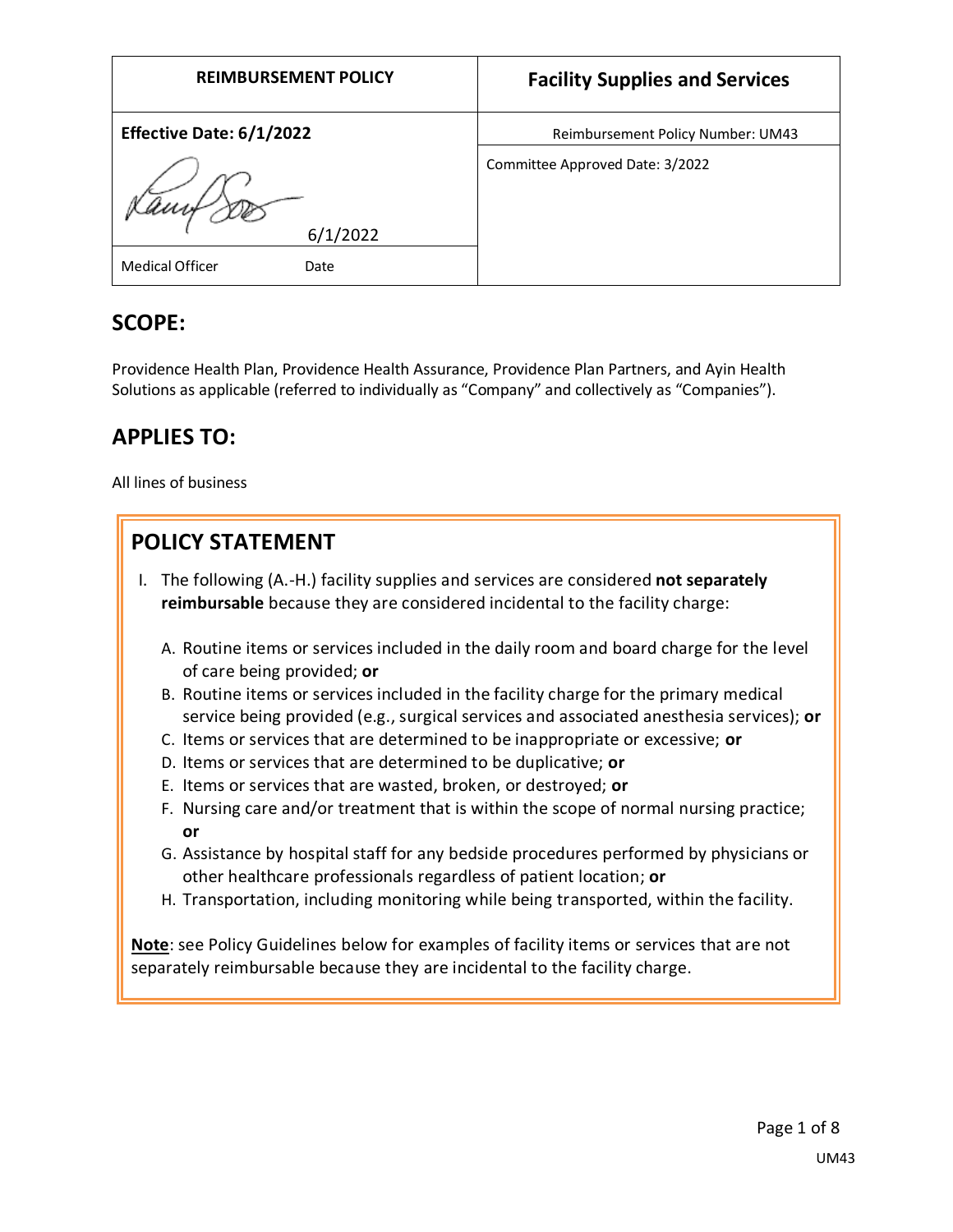| REIMBURSEMENT POLICY | Facility Supplies and Services |
|---|---|
| **Effective Date: 6/1/2022** | Reimbursement Policy Number: UM43 |
| 6/1/2022 | Committee Approved Date: 3/2022 |
| Medical Officer Date | |

## SCOPE:

Providence Health Plan, Providence Health Assurance, Providence Plan Partners, and Ayin Health Solutions as applicable (referred to individually as "Company" and collectively as "Companies").

## APPLIES TO:

All lines of business

## POLICY STATEMENT

I. The following (A.-H.) facility supplies and services are considered **not separately reimbursable** because they are considered incidental to the facility charge:

   A. Routine items or services included in the daily room and board charge for the level of care being provided; **or**
   B. Routine items or services included in the facility charge for the primary medical service being provided (e.g., surgical services and associated anesthesia services); **or**
   C. Items or services that are determined to be inappropriate or excessive; **or**
   D. Items or services that are determined to be duplicative; **or**
   E. Items or services that are wasted, broken, or destroyed; **or**
   F. Nursing care and/or treatment that is within the scope of normal nursing practice; **or**
   G. Assistance by hospital staff for any bedside procedures performed by physicians or other healthcare professionals regardless of patient location; **or**
   H. Transportation, including monitoring while being transported, within the facility.

**Note**: see Policy Guidelines below for examples of facility items or services that are not separately reimbursable because they are incidental to the facility charge.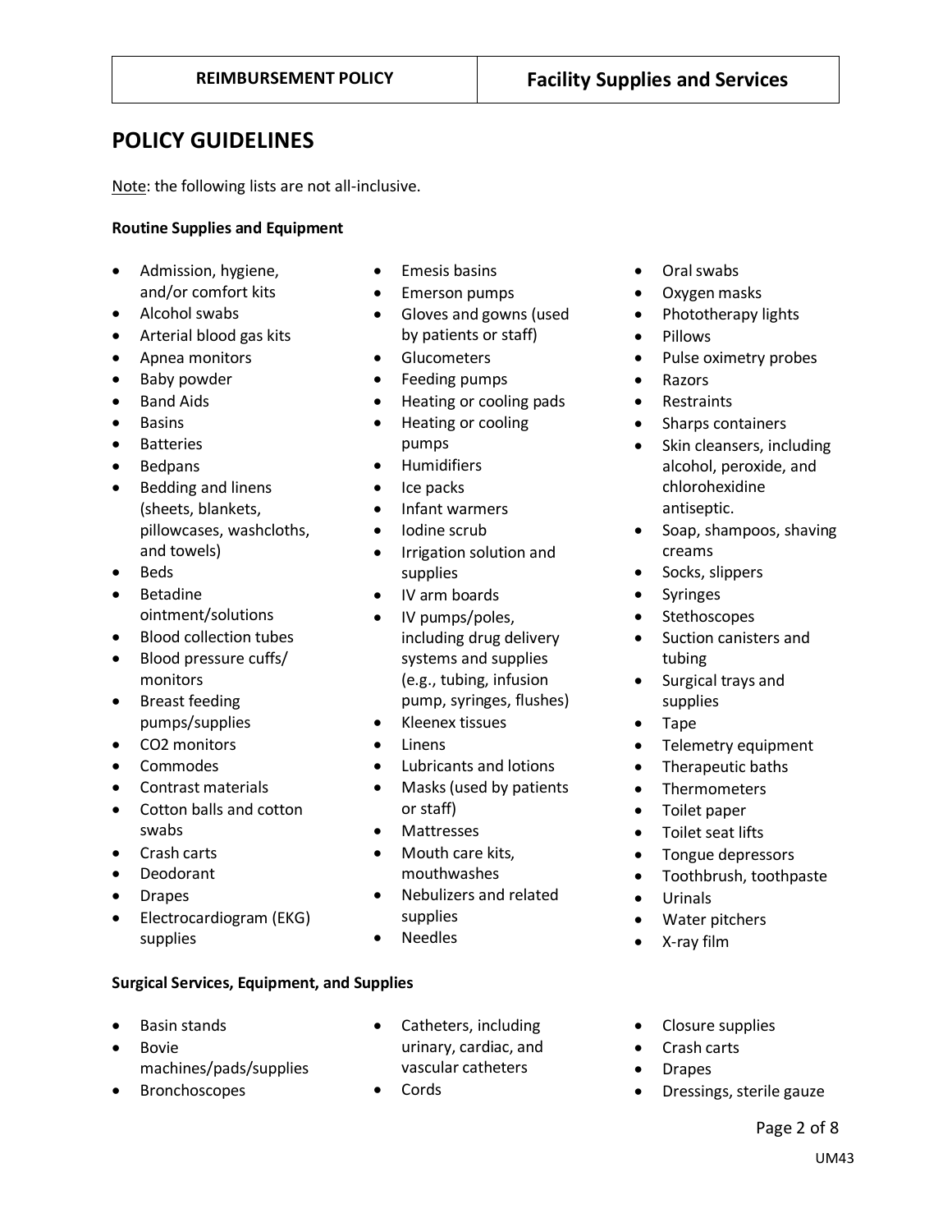## POLICY GUIDELINES

Note: the following lists are not all-inclusive.

**Routine Supplies and Equipment**

- Admission, hygiene, and/or comfort kits
- Alcohol swabs
- Arterial blood gas kits
- Apnea monitors
- Baby powder
- Band Aids
- Basins
- Batteries
- Bedpans
- Bedding and linens (sheets, blankets, pillowcases, washcloths, and towels)
- Beds
- Betadine ointment/solutions
- Blood collection tubes
- Blood pressure cuffs/ monitors
- Breast feeding pumps/supplies
- CO2 monitors
- Commodes
- Contrast materials
- Cotton balls and cotton swabs
- Crash carts
- Deodorant
- Drapes
- Electrocardiogram (EKG) supplies
- Emesis basins
- Emerson pumps
- Gloves and gowns (used by patients or staff)
- Glucometers
- Feeding pumps
- Heating or cooling pads
- Heating or cooling pumps
- Humidifiers
- Ice packs
- Infant warmers
- Iodine scrub
- Irrigation solution and supplies
- IV arm boards
- IV pumps/poles, including drug delivery systems and supplies (e.g., tubing, infusion pump, syringes, flushes)
- Kleenex tissues
- Linens
- Lubricants and lotions
- Masks (used by patients or staff)
- Mattresses
- Mouth care kits, mouthwashes
- Nebulizers and related supplies
- Needles
- Oral swabs
- Oxygen masks
- Phototherapy lights
- Pillows
- Pulse oximetry probes
- Razors
- Restraints
- Sharps containers
- Skin cleansers, including alcohol, peroxide, and chlorohexidine antiseptic.
- Soap, shampoos, shaving creams
- Socks, slippers
- Syringes
- Stethoscopes
- Suction canisters and tubing
- Surgical trays and supplies
- Tape
- Telemetry equipment
- Therapeutic baths
- Thermometers
- Toilet paper
- Toilet seat lifts
- Tongue depressors
- Toothbrush, toothpaste
- Urinals
- Water pitchers
- X-ray film

**Surgical Services, Equipment, and Supplies**

- Basin stands
- Bovie machines/pads/supplies
- Bronchoscopes
- Catheters, including urinary, cardiac, and vascular catheters
- Cords
- Closure supplies
- Crash carts
- Drapes
- Dressings, sterile gauze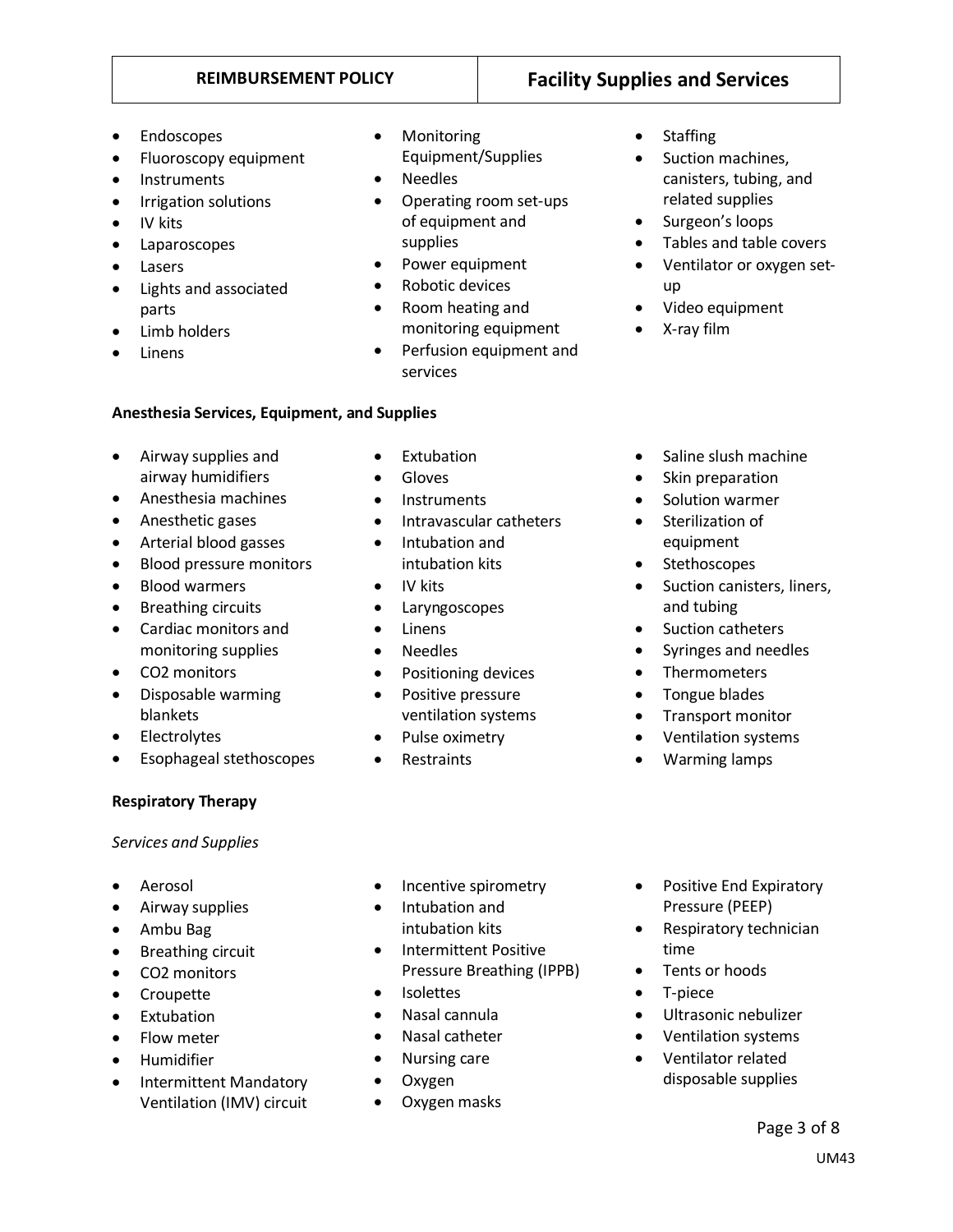- Endoscopes
- Fluoroscopy equipment
- Instruments
- Irrigation solutions
- IV kits
- Laparoscopes
- Lasers
- Lights and associated parts
- Limb holders
- Linens
- Monitoring Equipment/Supplies
- Needles
- Operating room set-ups of equipment and supplies
- Power equipment
- Robotic devices
- Room heating and monitoring equipment
- Perfusion equipment and services
- Staffing
- Suction machines, canisters, tubing, and related supplies
- Surgeon's loops
- Tables and table covers
- Ventilator or oxygen set-up
- Video equipment
- X-ray film

**Anesthesia Services, Equipment, and Supplies**

- Airway supplies and airway humidifiers
- Anesthesia machines
- Anesthetic gases
- Arterial blood gasses
- Blood pressure monitors
- Blood warmers
- Breathing circuits
- Cardiac monitors and monitoring supplies
- CO2 monitors
- Disposable warming blankets
- Electrolytes
- Esophageal stethoscopes
- Extubation
- Gloves
- Instruments
- Intravascular catheters
- Intubation and intubation kits
- IV kits
- Laryngoscopes
- Linens
- Needles
- Positioning devices
- Positive pressure ventilation systems
- Pulse oximetry
- Restraints
- Saline slush machine
- Skin preparation
- Solution warmer
- Sterilization of equipment
- Stethoscopes
- Suction canisters, liners, and tubing
- Suction catheters
- Syringes and needles
- Thermometers
- Tongue blades
- Transport monitor
- Ventilation systems
- Warming lamps

**Respiratory Therapy**

*Services and Supplies*

- Aerosol
- Airway supplies
- Ambu Bag
- Breathing circuit
- CO2 monitors
- Croupette
- Extubation
- Flow meter
- Humidifier
- Intermittent Mandatory Ventilation (IMV) circuit
- Incentive spirometry
- Intubation and intubation kits
- Intermittent Positive Pressure Breathing (IPPB)
- Isolettes
- Nasal cannula
- Nasal catheter
- Nursing care
- Oxygen
- Oxygen masks
- Positive End Expiratory Pressure (PEEP)
- Respiratory technician time
- Tents or hoods
- T-piece
- Ultrasonic nebulizer
- Ventilation systems
- Ventilator related disposable supplies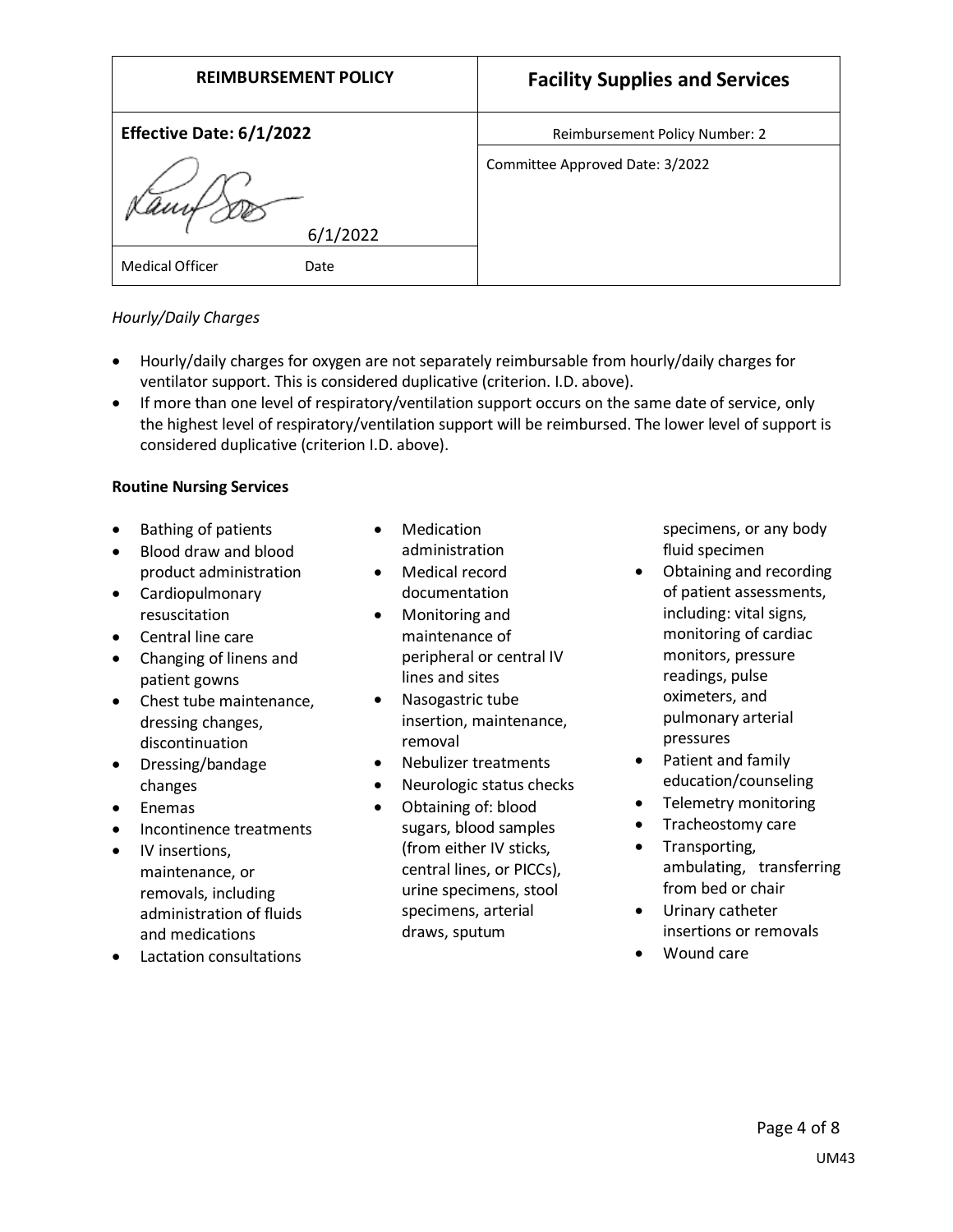| REIMBURSEMENT POLICY | Facility Supplies and Services |
| --- | --- |
| Effective Date: 6/1/2022 | Reimbursement Policy Number: 2 |
| 6/1/2022 | Committee Approved Date: 3/2022 |
| Medical Officer     Date | |

*Hourly/Daily Charges*

- Hourly/daily charges for oxygen are not separately reimbursable from hourly/daily charges for ventilator support. This is considered duplicative (criterion. I.D. above).
- If more than one level of respiratory/ventilation support occurs on the same date of service, only the highest level of respiratory/ventilation support will be reimbursed. The lower level of support is considered duplicative (criterion I.D. above).

**Routine Nursing Services**

- Bathing of patients
- Blood draw and blood product administration
- Cardiopulmonary resuscitation
- Central line care
- Changing of linens and patient gowns
- Chest tube maintenance, dressing changes, discontinuation
- Dressing/bandage changes
- Enemas
- Incontinence treatments
- IV insertions, maintenance, or removals, including administration of fluids and medications
- Lactation consultations
- Medication administration
- Medical record documentation
- Monitoring and maintenance of peripheral or central IV lines and sites
- Nasogastric tube insertion, maintenance, removal
- Nebulizer treatments
- Neurologic status checks
- Obtaining of: blood sugars, blood samples (from either IV sticks, central lines, or PICCs), urine specimens, stool specimens, arterial draws, sputum specimens, or any body fluid specimen
- Obtaining and recording of patient assessments, including: vital signs, monitoring of cardiac monitors, pressure readings, pulse oximeters, and pulmonary arterial pressures
- Patient and family education/counseling
- Telemetry monitoring
- Tracheostomy care
- Transporting, ambulating, transferring from bed or chair
- Urinary catheter insertions or removals
- Wound care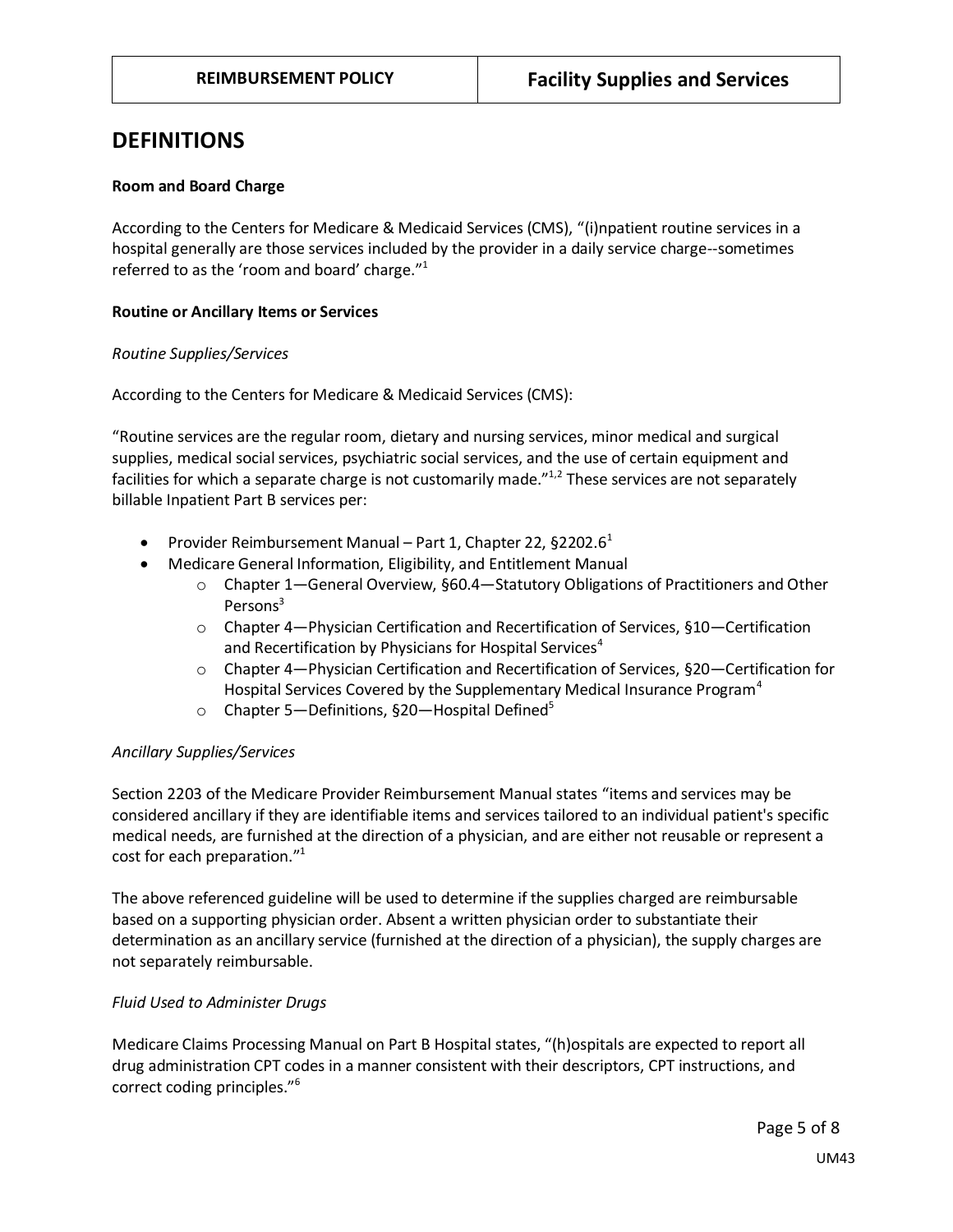## DEFINITIONS

**Room and Board Charge**

According to the Centers for Medicare & Medicaid Services (CMS), "(i)npatient routine services in a hospital generally are those services included by the provider in a daily service charge--sometimes referred to as the 'room and board' charge."[1]

**Routine or Ancillary Items or Services**

*Routine Supplies/Services*

According to the Centers for Medicare & Medicaid Services (CMS):

"Routine services are the regular room, dietary and nursing services, minor medical and surgical supplies, medical social services, psychiatric social services, and the use of certain equipment and facilities for which a separate charge is not customarily made."[1,2] These services are not separately billable Inpatient Part B services per:

- Provider Reimbursement Manual – Part 1, Chapter 22, §2202.6[1]
- Medicare General Information, Eligibility, and Entitlement Manual
  - Chapter 1—General Overview, §60.4—Statutory Obligations of Practitioners and Other Persons[3]
  - Chapter 4—Physician Certification and Recertification of Services, §10—Certification and Recertification by Physicians for Hospital Services[4]
  - Chapter 4—Physician Certification and Recertification of Services, §20—Certification for Hospital Services Covered by the Supplementary Medical Insurance Program[4]
  - Chapter 5—Definitions, §20—Hospital Defined[5]

*Ancillary Supplies/Services*

Section 2203 of the Medicare Provider Reimbursement Manual states "items and services may be considered ancillary if they are identifiable items and services tailored to an individual patient's specific medical needs, are furnished at the direction of a physician, and are either not reusable or represent a cost for each preparation."[1]

The above referenced guideline will be used to determine if the supplies charged are reimbursable based on a supporting physician order. Absent a written physician order to substantiate their determination as an ancillary service (furnished at the direction of a physician), the supply charges are not separately reimbursable.

*Fluid Used to Administer Drugs*

Medicare Claims Processing Manual on Part B Hospital states, "(h)ospitals are expected to report all drug administration CPT codes in a manner consistent with their descriptors, CPT instructions, and correct coding principles."[6]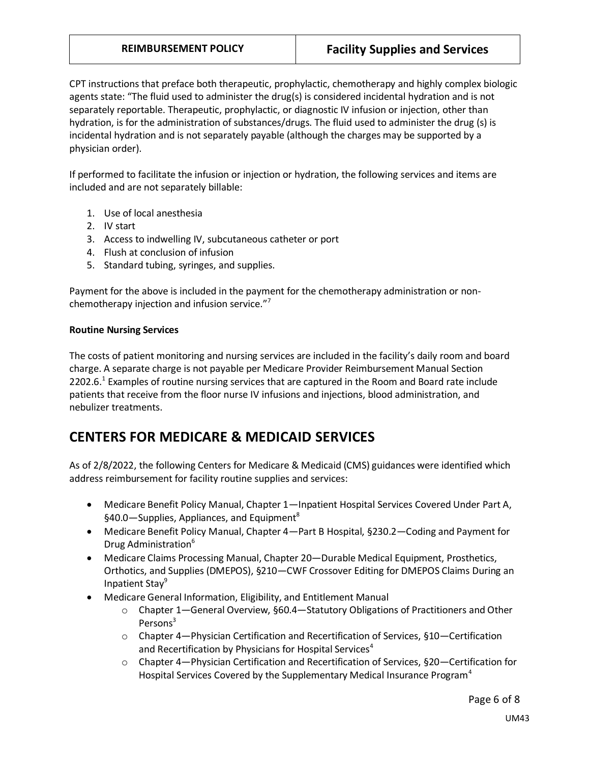CPT instructions that preface both therapeutic, prophylactic, chemotherapy and highly complex biologic agents state: "The fluid used to administer the drug(s) is considered incidental hydration and is not separately reportable. Therapeutic, prophylactic, or diagnostic IV infusion or injection, other than hydration, is for the administration of substances/drugs. The fluid used to administer the drug (s) is incidental hydration and is not separately payable (although the charges may be supported by a physician order).

If performed to facilitate the infusion or injection or hydration, the following services and items are included and are not separately billable:

1. Use of local anesthesia
2. IV start
3. Access to indwelling IV, subcutaneous catheter or port
4. Flush at conclusion of infusion
5. Standard tubing, syringes, and supplies.

Payment for the above is included in the payment for the chemotherapy administration or non-chemotherapy injection and infusion service."[7]

**Routine Nursing Services**

The costs of patient monitoring and nursing services are included in the facility's daily room and board charge. A separate charge is not payable per Medicare Provider Reimbursement Manual Section 2202.6.[1] Examples of routine nursing services that are captured in the Room and Board rate include patients that receive from the floor nurse IV infusions and injections, blood administration, and nebulizer treatments.

## CENTERS FOR MEDICARE & MEDICAID SERVICES

As of 2/8/2022, the following Centers for Medicare & Medicaid (CMS) guidances were identified which address reimbursement for facility routine supplies and services:

- Medicare Benefit Policy Manual, Chapter 1—Inpatient Hospital Services Covered Under Part A, §40.0—Supplies, Appliances, and Equipment[8]
- Medicare Benefit Policy Manual, Chapter 4—Part B Hospital, §230.2—Coding and Payment for Drug Administration[6]
- Medicare Claims Processing Manual, Chapter 20—Durable Medical Equipment, Prosthetics, Orthotics, and Supplies (DMEPOS), §210—CWF Crossover Editing for DMEPOS Claims During an Inpatient Stay[9]
- Medicare General Information, Eligibility, and Entitlement Manual
  - Chapter 1—General Overview, §60.4—Statutory Obligations of Practitioners and Other Persons[3]
  - Chapter 4—Physician Certification and Recertification of Services, §10—Certification and Recertification by Physicians for Hospital Services[4]
  - Chapter 4—Physician Certification and Recertification of Services, §20—Certification for Hospital Services Covered by the Supplementary Medical Insurance Program[4]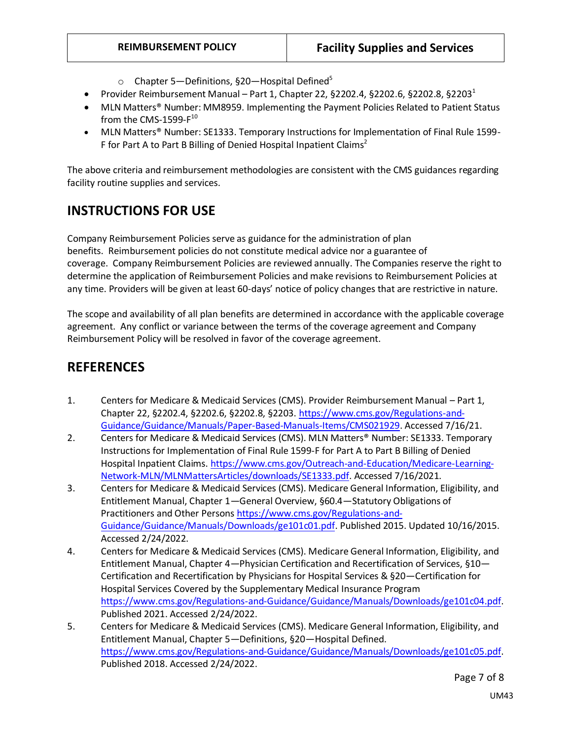- Chapter 5—Definitions, §20—Hospital Defined[5]
- Provider Reimbursement Manual – Part 1, Chapter 22, §2202.4, §2202.6, §2202.8, §2203[1]
- MLN Matters® Number: MM8959. Implementing the Payment Policies Related to Patient Status from the CMS-1599-F[10]
- MLN Matters® Number: SE1333. Temporary Instructions for Implementation of Final Rule 1599-F for Part A to Part B Billing of Denied Hospital Inpatient Claims[2]

The above criteria and reimbursement methodologies are consistent with the CMS guidances regarding facility routine supplies and services.

## INSTRUCTIONS FOR USE

Company Reimbursement Policies serve as guidance for the administration of plan benefits. Reimbursement policies do not constitute medical advice nor a guarantee of coverage. Company Reimbursement Policies are reviewed annually. The Companies reserve the right to determine the application of Reimbursement Policies and make revisions to Reimbursement Policies at any time. Providers will be given at least 60-days' notice of policy changes that are restrictive in nature.

The scope and availability of all plan benefits are determined in accordance with the applicable coverage agreement. Any conflict or variance between the terms of the coverage agreement and Company Reimbursement Policy will be resolved in favor of the coverage agreement.

## REFERENCES

1. Centers for Medicare & Medicaid Services (CMS). Provider Reimbursement Manual – Part 1, Chapter 22, §2202.4, §2202.6, §2202.8, §2203. https://www.cms.gov/Regulations-and-Guidance/Guidance/Manuals/Paper-Based-Manuals-Items/CMS021929. Accessed 7/16/21.
2. Centers for Medicare & Medicaid Services (CMS). MLN Matters® Number: SE1333. Temporary Instructions for Implementation of Final Rule 1599-F for Part A to Part B Billing of Denied Hospital Inpatient Claims. https://www.cms.gov/Outreach-and-Education/Medicare-Learning-Network-MLN/MLNMattersArticles/downloads/SE1333.pdf. Accessed 7/16/2021.
3. Centers for Medicare & Medicaid Services (CMS). Medicare General Information, Eligibility, and Entitlement Manual, Chapter 1—General Overview, §60.4—Statutory Obligations of Practitioners and Other Persons https://www.cms.gov/Regulations-and-Guidance/Guidance/Manuals/Downloads/ge101c01.pdf. Published 2015. Updated 10/16/2015. Accessed 2/24/2022.
4. Centers for Medicare & Medicaid Services (CMS). Medicare General Information, Eligibility, and Entitlement Manual, Chapter 4—Physician Certification and Recertification of Services, §10—Certification and Recertification by Physicians for Hospital Services & §20—Certification for Hospital Services Covered by the Supplementary Medical Insurance Program https://www.cms.gov/Regulations-and-Guidance/Guidance/Manuals/Downloads/ge101c04.pdf. Published 2021. Accessed 2/24/2022.
5. Centers for Medicare & Medicaid Services (CMS). Medicare General Information, Eligibility, and Entitlement Manual, Chapter 5—Definitions, §20—Hospital Defined. https://www.cms.gov/Regulations-and-Guidance/Guidance/Manuals/Downloads/ge101c05.pdf. Published 2018. Accessed 2/24/2022.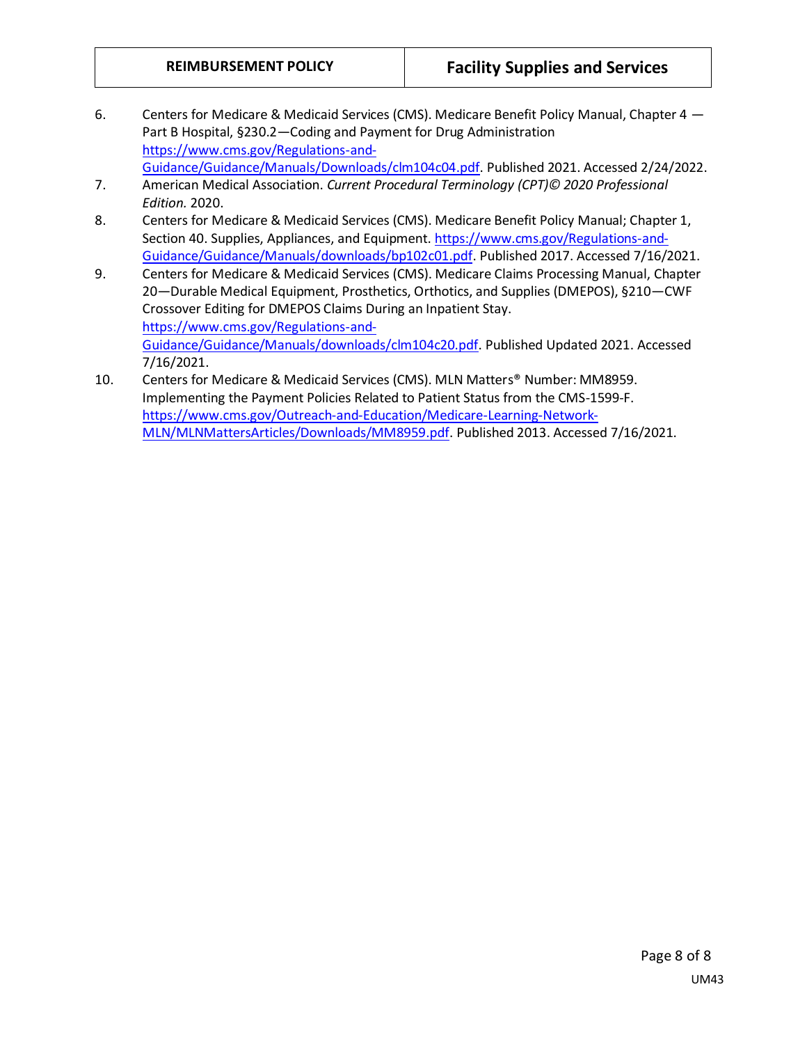6. Centers for Medicare & Medicaid Services (CMS). Medicare Benefit Policy Manual, Chapter 4 — Part B Hospital, §230.2—Coding and Payment for Drug Administration [https://www.cms.gov/Regulations-and-Guidance/Guidance/Manuals/Downloads/clm104c04.pdf](https://www.cms.gov/Regulations-and-Guidance/Guidance/Manuals/Downloads/clm104c04.pdf). Published 2021. Accessed 2/24/2022.
7. American Medical Association. *Current Procedural Terminology (CPT)© 2020 Professional Edition.* 2020.
8. Centers for Medicare & Medicaid Services (CMS). Medicare Benefit Policy Manual; Chapter 1, Section 40. Supplies, Appliances, and Equipment. [https://www.cms.gov/Regulations-and-Guidance/Guidance/Manuals/downloads/bp102c01.pdf](https://www.cms.gov/Regulations-and-Guidance/Guidance/Manuals/downloads/bp102c01.pdf). Published 2017. Accessed 7/16/2021.
9. Centers for Medicare & Medicaid Services (CMS). Medicare Claims Processing Manual, Chapter 20—Durable Medical Equipment, Prosthetics, Orthotics, and Supplies (DMEPOS), §210—CWF Crossover Editing for DMEPOS Claims During an Inpatient Stay. [https://www.cms.gov/Regulations-and-Guidance/Guidance/Manuals/downloads/clm104c20.pdf](https://www.cms.gov/Regulations-and-Guidance/Guidance/Manuals/downloads/clm104c20.pdf). Published Updated 2021. Accessed 7/16/2021.
10. Centers for Medicare & Medicaid Services (CMS). MLN Matters® Number: MM8959. Implementing the Payment Policies Related to Patient Status from the CMS-1599-F. [https://www.cms.gov/Outreach-and-Education/Medicare-Learning-Network-MLN/MLNMattersArticles/Downloads/MM8959.pdf](https://www.cms.gov/Outreach-and-Education/Medicare-Learning-Network-MLN/MLNMattersArticles/Downloads/MM8959.pdf). Published 2013. Accessed 7/16/2021.